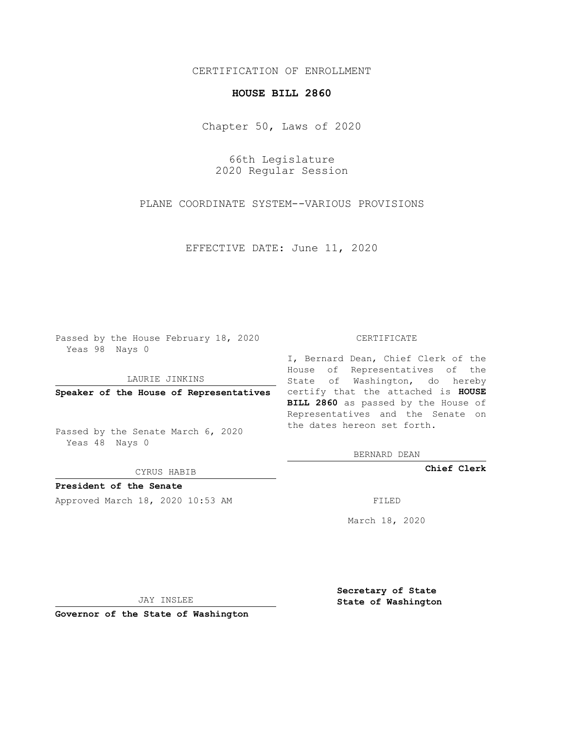CERTIFICATION OF ENROLLMENT

**HOUSE BILL 2860**

Chapter 50, Laws of 2020

66th Legislature
2020 Regular Session

PLANE COORDINATE SYSTEM--VARIOUS PROVISIONS

EFFECTIVE DATE: June 11, 2020

Passed by the House February 18, 2020
Yeas 98 Nays 0

LAURIE JINKINS

**Speaker of the House of Representatives**

Passed by the Senate March 6, 2020
Yeas 48 Nays 0

CYRUS HABIB

**President of the Senate**

Approved March 18, 2020 10:53 AM

JAY INSLEE

**Governor of the State of Washington**

CERTIFICATE

I, Bernard Dean, Chief Clerk of the House of Representatives of the State of Washington, do hereby certify that the attached is **HOUSE BILL 2860** as passed by the House of Representatives and the Senate on the dates hereon set forth.

BERNARD DEAN

**Chief Clerk**

FILED

March 18, 2020

**Secretary of State**
**State of Washington**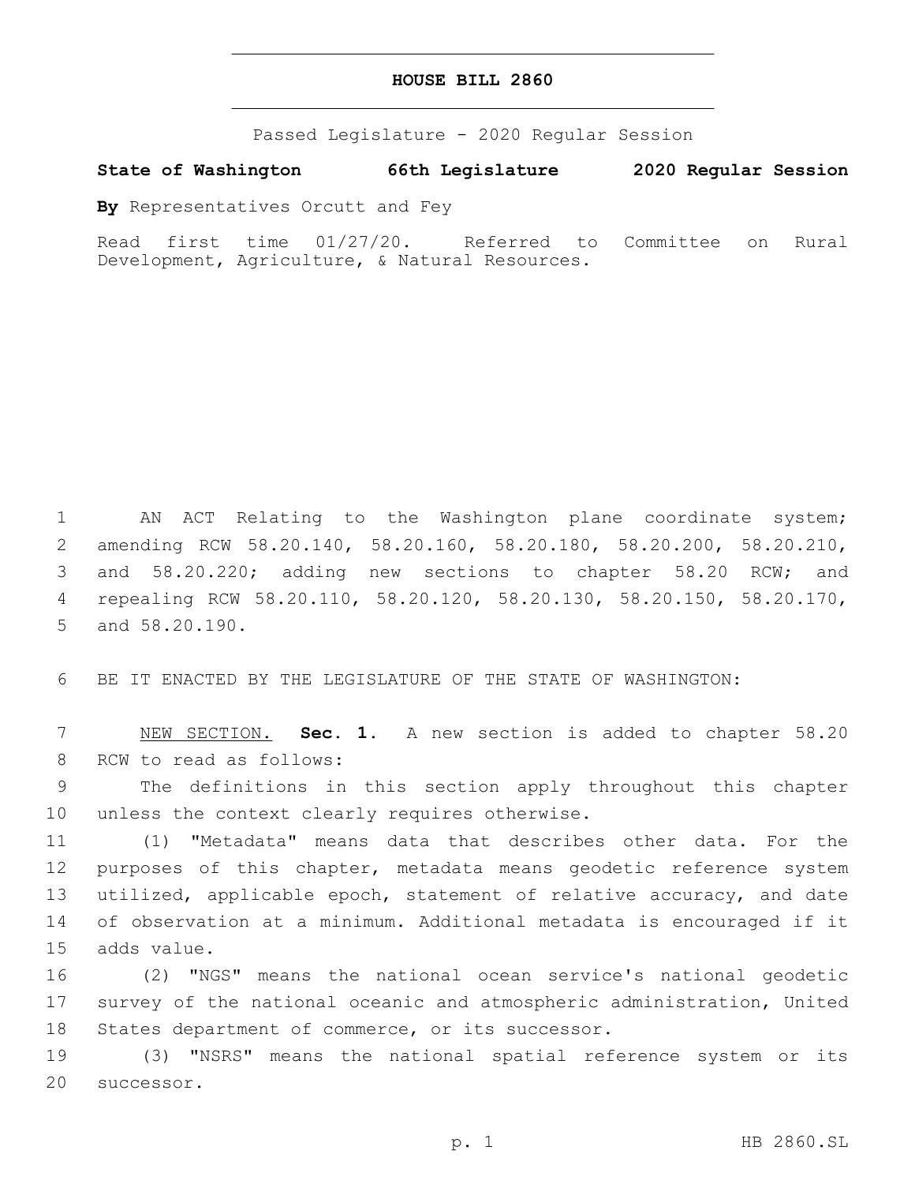# HOUSE BILL 2860

Passed Legislature - 2020 Regular Session

**State of Washington 66th Legislature 2020 Regular Session**

**By** Representatives Orcutt and Fey

Read first time 01/27/20. Referred to Committee on Rural Development, Agriculture, & Natural Resources.

1 AN ACT Relating to the Washington plane coordinate system; 2 amending RCW 58.20.140, 58.20.160, 58.20.180, 58.20.200, 58.20.210, 3 and 58.20.220; adding new sections to chapter 58.20 RCW; and 4 repealing RCW 58.20.110, 58.20.120, 58.20.130, 58.20.150, 58.20.170, 5 and 58.20.190.

6 BE IT ENACTED BY THE LEGISLATURE OF THE STATE OF WASHINGTON:

7 NEW SECTION. **Sec. 1.** A new section is added to chapter 58.20 8 RCW to read as follows:

9 The definitions in this section apply throughout this chapter 10 unless the context clearly requires otherwise.

11 (1) "Metadata" means data that describes other data. For the 12 purposes of this chapter, metadata means geodetic reference system 13 utilized, applicable epoch, statement of relative accuracy, and date 14 of observation at a minimum. Additional metadata is encouraged if it 15 adds value.

16 (2) "NGS" means the national ocean service's national geodetic 17 survey of the national oceanic and atmospheric administration, United 18 States department of commerce, or its successor.

19 (3) "NSRS" means the national spatial reference system or its 20 successor.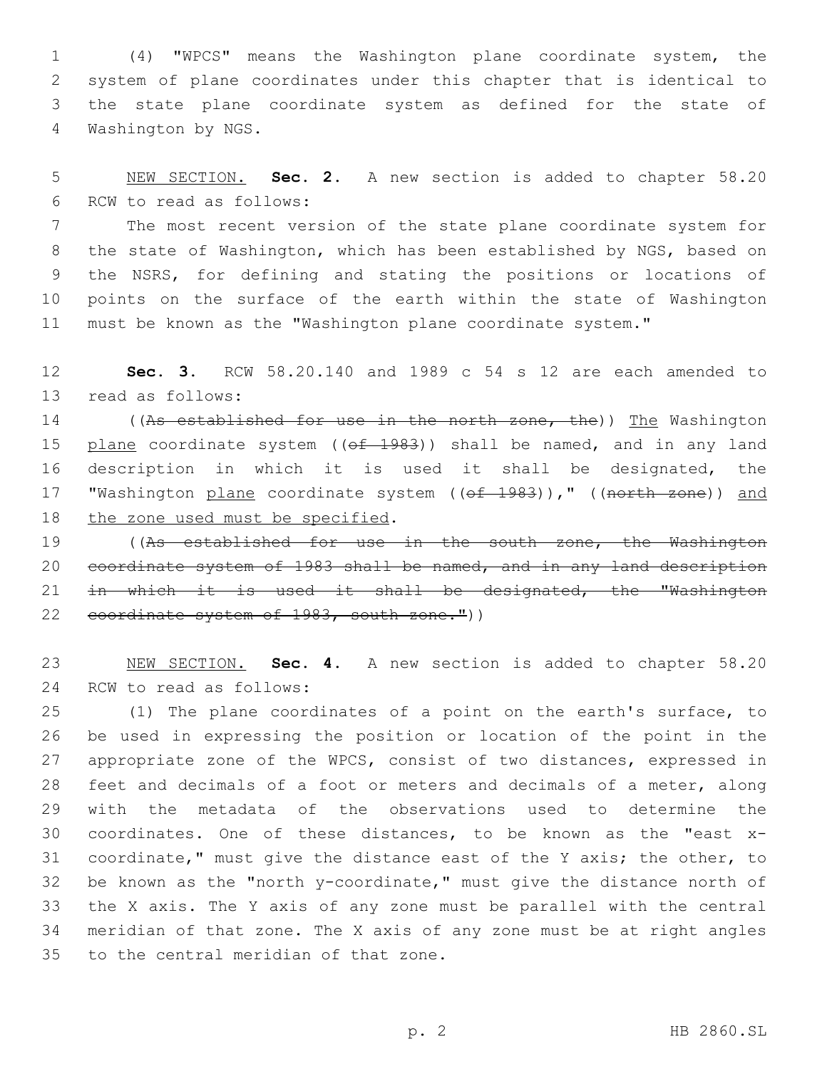(4) "WPCS" means the Washington plane coordinate system, the system of plane coordinates under this chapter that is identical to the state plane coordinate system as defined for the state of Washington by NGS.

NEW SECTION. **Sec. 2.** A new section is added to chapter 58.20 RCW to read as follows:

The most recent version of the state plane coordinate system for the state of Washington, which has been established by NGS, based on the NSRS, for defining and stating the positions or locations of points on the surface of the earth within the state of Washington must be known as the "Washington plane coordinate system."

**Sec. 3.** RCW 58.20.140 and 1989 c 54 s 12 are each amended to read as follows:

((~~As established for use in the north zone, the~~)) The Washington plane coordinate system ((~~of 1983~~)) shall be named, and in any land description in which it is used it shall be designated, the "Washington plane coordinate system ((~~of 1983~~))," ((~~north zone~~)) and the zone used must be specified.

((~~As established for use in the south zone, the Washington coordinate system of 1983 shall be named, and in any land description in which it is used it shall be designated, the "Washington coordinate system of 1983, south zone."~~))

NEW SECTION. **Sec. 4.** A new section is added to chapter 58.20 RCW to read as follows:

(1) The plane coordinates of a point on the earth's surface, to be used in expressing the position or location of the point in the appropriate zone of the WPCS, consist of two distances, expressed in feet and decimals of a foot or meters and decimals of a meter, along with the metadata of the observations used to determine the coordinates. One of these distances, to be known as the "east x-coordinate," must give the distance east of the Y axis; the other, to be known as the "north y-coordinate," must give the distance north of the X axis. The Y axis of any zone must be parallel with the central meridian of that zone. The X axis of any zone must be at right angles to the central meridian of that zone.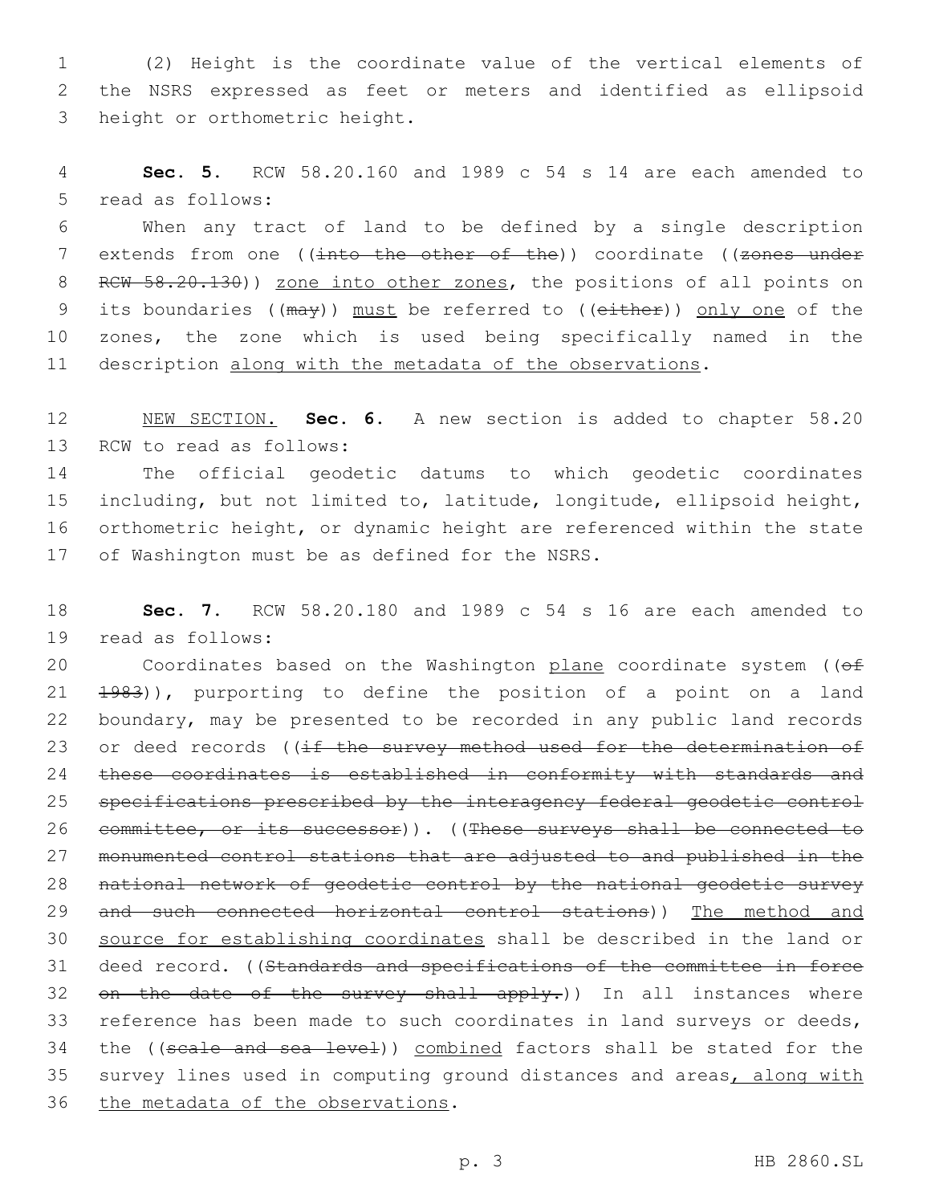(2) Height is the coordinate value of the vertical elements of the NSRS expressed as feet or meters and identified as ellipsoid height or orthometric height.

**Sec. 5.** RCW 58.20.160 and 1989 c 54 s 14 are each amended to read as follows:

When any tract of land to be defined by a single description extends from one ((~~into the other of the~~)) coordinate ((~~zones under RCW 58.20.130~~)) zone into other zones, the positions of all points on its boundaries ((~~may~~)) must be referred to ((~~either~~)) only one of the zones, the zone which is used being specifically named in the description along with the metadata of the observations.

NEW SECTION. **Sec. 6.** A new section is added to chapter 58.20 RCW to read as follows:

The official geodetic datums to which geodetic coordinates including, but not limited to, latitude, longitude, ellipsoid height, orthometric height, or dynamic height are referenced within the state of Washington must be as defined for the NSRS.

**Sec. 7.** RCW 58.20.180 and 1989 c 54 s 16 are each amended to read as follows:

Coordinates based on the Washington plane coordinate system ((~~of 1983~~)), purporting to define the position of a point on a land boundary, may be presented to be recorded in any public land records or deed records ((~~if the survey method used for the determination of these coordinates is established in conformity with standards and specifications prescribed by the interagency federal geodetic control committee, or its successor~~)). ((~~These surveys shall be connected to monumented control stations that are adjusted to and published in the national network of geodetic control by the national geodetic survey and such connected horizontal control stations~~)) The method and source for establishing coordinates shall be described in the land or deed record. ((~~Standards and specifications of the committee in force on the date of the survey shall apply.~~)) In all instances where reference has been made to such coordinates in land surveys or deeds, the ((~~scale and sea level~~)) combined factors shall be stated for the survey lines used in computing ground distances and areas, along with the metadata of the observations.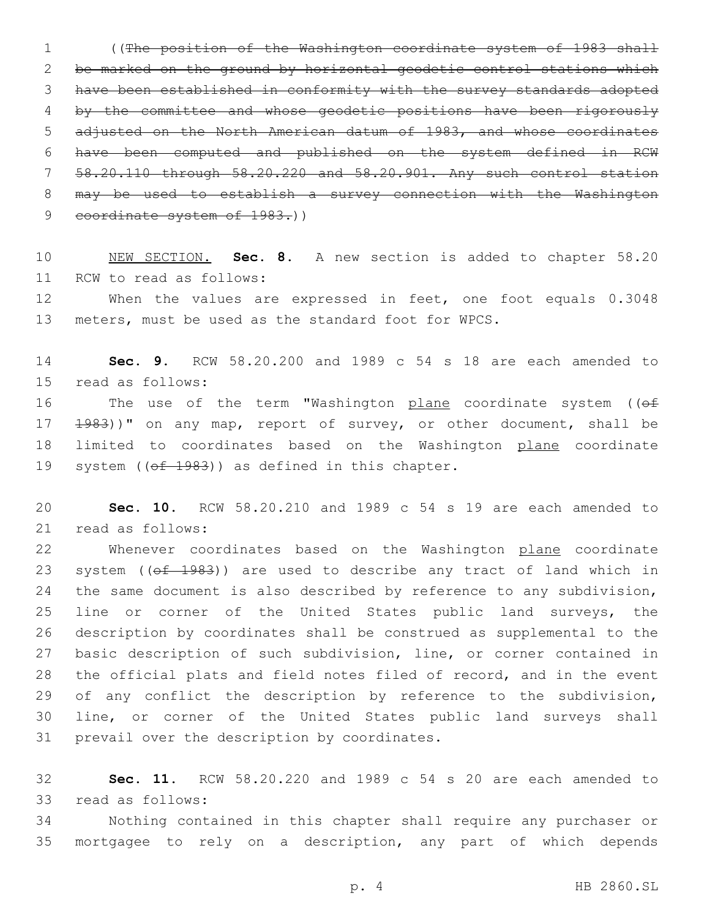((~~The position of the Washington coordinate system of 1983 shall be marked on the ground by horizontal geodetic control stations which have been established in conformity with the survey standards adopted by the committee and whose geodetic positions have been rigorously adjusted on the North American datum of 1983, and whose coordinates have been computed and published on the system defined in RCW 58.20.110 through 58.20.220 and 58.20.901. Any such control station may be used to establish a survey connection with the Washington coordinate system of 1983.~~))

NEW SECTION. **Sec. 8.** A new section is added to chapter 58.20 RCW to read as follows:

When the values are expressed in feet, one foot equals 0.3048 meters, must be used as the standard foot for WPCS.

**Sec. 9.** RCW 58.20.200 and 1989 c 54 s 18 are each amended to read as follows:

The use of the term "Washington plane coordinate system ((~~of 1983~~))" on any map, report of survey, or other document, shall be limited to coordinates based on the Washington plane coordinate system ((~~of 1983~~)) as defined in this chapter.

**Sec. 10.** RCW 58.20.210 and 1989 c 54 s 19 are each amended to read as follows:

Whenever coordinates based on the Washington plane coordinate system ((~~of 1983~~)) are used to describe any tract of land which in the same document is also described by reference to any subdivision, line or corner of the United States public land surveys, the description by coordinates shall be construed as supplemental to the basic description of such subdivision, line, or corner contained in the official plats and field notes filed of record, and in the event of any conflict the description by reference to the subdivision, line, or corner of the United States public land surveys shall prevail over the description by coordinates.

**Sec. 11.** RCW 58.20.220 and 1989 c 54 s 20 are each amended to read as follows:

Nothing contained in this chapter shall require any purchaser or mortgagee to rely on a description, any part of which depends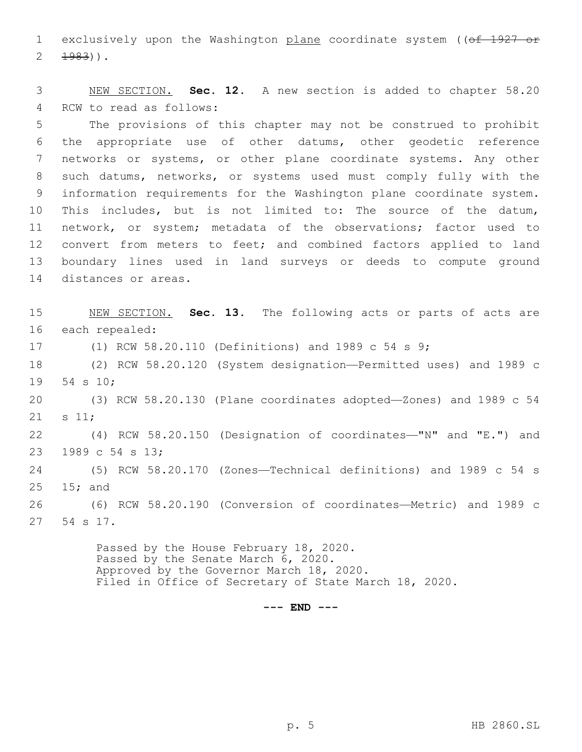exclusively upon the Washington <u>plane</u> coordinate system ((~~of 1927 or 1983~~)).

<u>NEW SECTION.</u> **Sec. 12.** A new section is added to chapter 58.20 RCW to read as follows:

The provisions of this chapter may not be construed to prohibit the appropriate use of other datums, other geodetic reference networks or systems, or other plane coordinate systems. Any other such datums, networks, or systems used must comply fully with the information requirements for the Washington plane coordinate system. This includes, but is not limited to: The source of the datum, network, or system; metadata of the observations; factor used to convert from meters to feet; and combined factors applied to land boundary lines used in land surveys or deeds to compute ground distances or areas.

<u>NEW SECTION.</u> **Sec. 13.** The following acts or parts of acts are each repealed:

(1) RCW 58.20.110 (Definitions) and 1989 c 54 s 9;

(2) RCW 58.20.120 (System designation—Permitted uses) and 1989 c 54 s 10;

(3) RCW 58.20.130 (Plane coordinates adopted—Zones) and 1989 c 54 s 11;

(4) RCW 58.20.150 (Designation of coordinates—"N" and "E.") and 1989 c 54 s 13;

(5) RCW 58.20.170 (Zones—Technical definitions) and 1989 c 54 s 15; and

(6) RCW 58.20.190 (Conversion of coordinates—Metric) and 1989 c 54 s 17.

Passed by the House February 18, 2020.
Passed by the Senate March 6, 2020.
Approved by the Governor March 18, 2020.
Filed in Office of Secretary of State March 18, 2020.

**--- END ---**